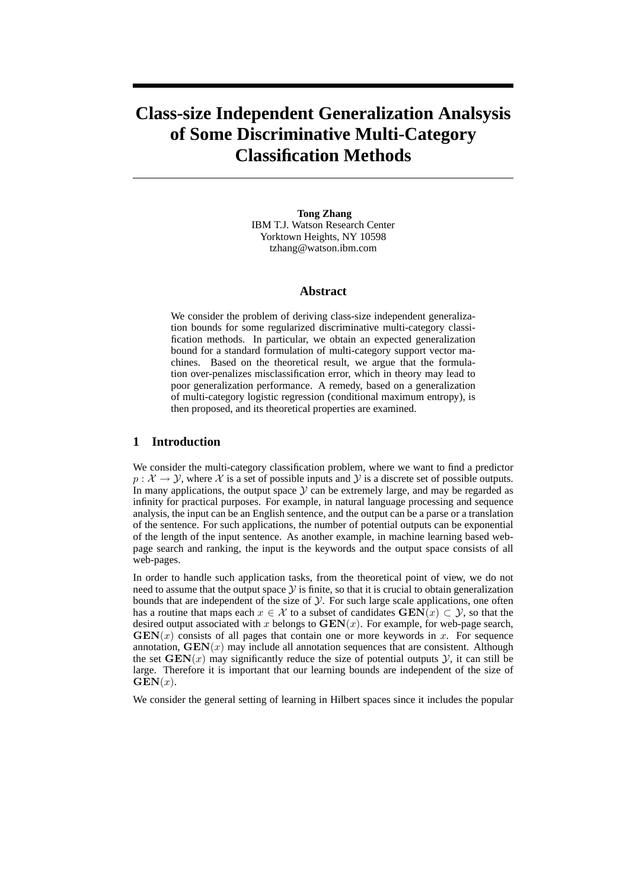# Class-size Independent Generalization Analsysis of Some Discriminative Multi-Category Classification Methods

**Tong Zhang**
IBM T.J. Watson Research Center
Yorktown Heights, NY 10598
tzhang@watson.ibm.com

## Abstract

We consider the problem of deriving class-size independent generalization bounds for some regularized discriminative multi-category classification methods. In particular, we obtain an expected generalization bound for a standard formulation of multi-category support vector machines. Based on the theoretical result, we argue that the formulation over-penalizes misclassification error, which in theory may lead to poor generalization performance. A remedy, based on a generalization of multi-category logistic regression (conditional maximum entropy), is then proposed, and its theoretical properties are examined.

## 1 Introduction

We consider the multi-category classification problem, where we want to find a predictor $p : \mathcal{X} \to \mathcal{Y}$, where $\mathcal{X}$ is a set of possible inputs and $\mathcal{Y}$ is a discrete set of possible outputs. In many applications, the output space $\mathcal{Y}$ can be extremely large, and may be regarded as infinity for practical purposes. For example, in natural language processing and sequence analysis, the input can be an English sentence, and the output can be a parse or a translation of the sentence. For such applications, the number of potential outputs can be exponential of the length of the input sentence. As another example, in machine learning based web-page search and ranking, the input is the keywords and the output space consists of all web-pages.

In order to handle such application tasks, from the theoretical point of view, we do not need to assume that the output space $\mathcal{Y}$ is finite, so that it is crucial to obtain generalization bounds that are independent of the size of $\mathcal{Y}$. For such large scale applications, one often has a routine that maps each $x \in \mathcal{X}$ to a subset of candidates $\mathbf{GEN}(x) \subset \mathcal{Y}$, so that the desired output associated with $x$ belongs to $\mathbf{GEN}(x)$. For example, for web-page search, $\mathbf{GEN}(x)$ consists of all pages that contain one or more keywords in $x$. For sequence annotation, $\mathbf{GEN}(x)$ may include all annotation sequences that are consistent. Although the set $\mathbf{GEN}(x)$ may significantly reduce the size of potential outputs $\mathcal{Y}$, it can still be large. Therefore it is important that our learning bounds are independent of the size of $\mathbf{GEN}(x)$.

We consider the general setting of learning in Hilbert spaces since it includes the popular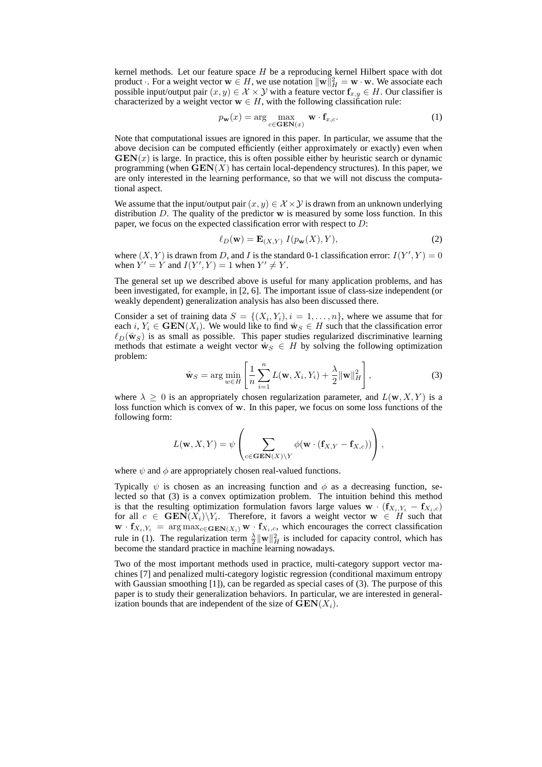kernel methods. Let our feature space $H$ be a reproducing kernel Hilbert space with dot product $\cdot$. For a weight vector $\mathbf{w} \in H$, we use notation $\|\mathbf{w}\|_H^2 = \mathbf{w} \cdot \mathbf{w}$. We associate each possible input/output pair $(x, y) \in \mathcal{X} \times \mathcal{Y}$ with a feature vector $\mathbf{f}_{x,y} \in H$. Our classifier is characterized by a weight vector $\mathbf{w} \in H$, with the following classification rule:

$$p_{\mathbf{w}}(x) = \arg \max_{c \in \mathbf{GEN}(x)} \mathbf{w} \cdot \mathbf{f}_{x,c}. \tag{1}$$

Note that computational issues are ignored in this paper. In particular, we assume that the above decision can be computed efficiently (either approximately or exactly) even when $\mathbf{GEN}(x)$ is large. In practice, this is often possible either by heuristic search or dynamic programming (when $\mathbf{GEN}(X)$ has certain local-dependency structures). In this paper, we are only interested in the learning performance, so that we will not discuss the computational aspect.

We assume that the input/output pair $(x, y) \in \mathcal{X} \times \mathcal{Y}$ is drawn from an unknown underlying distribution $D$. The quality of the predictor $\mathbf{w}$ is measured by some loss function. In this paper, we focus on the expected classification error with respect to $D$:

$$\ell_D(\mathbf{w}) = \mathbf{E}_{(X,Y)}\, I(p_{\mathbf{w}}(X), Y), \tag{2}$$

where $(X, Y)$ is drawn from $D$, and $I$ is the standard 0-1 classification error: $I(Y', Y) = 0$ when $Y' = Y$ and $I(Y', Y) = 1$ when $Y' \neq Y$.

The general set up we described above is useful for many application problems, and has been investigated, for example, in [2, 6]. The important issue of class-size independent (or weakly dependent) generalization analysis has also been discussed there.

Consider a set of training data $S = \{(X_i, Y_i), i = 1, \ldots, n\}$, where we assume that for each $i$, $Y_i \in \mathbf{GEN}(X_i)$. We would like to find $\hat{\mathbf{w}}_S \in H$ such that the classification error $\ell_D(\hat{\mathbf{w}}_S)$ is as small as possible. This paper studies regularized discriminative learning methods that estimate a weight vector $\hat{\mathbf{w}}_S \in H$ by solving the following optimization problem:

$$\hat{\mathbf{w}}_S = \arg \min_{w \in H} \left[ \frac{1}{n} \sum_{i=1}^{n} L(\mathbf{w}, X_i, Y_i) + \frac{\lambda}{2} \|\mathbf{w}\|_H^2 \right], \tag{3}$$

where $\lambda \geq 0$ is an appropriately chosen regularization parameter, and $L(\mathbf{w}, X, Y)$ is a loss function which is convex of $\mathbf{w}$. In this paper, we focus on some loss functions of the following form:

$$L(\mathbf{w}, X, Y) = \psi \left( \sum_{c \in \mathbf{GEN}(X) \setminus Y} \phi(\mathbf{w} \cdot (\mathbf{f}_{X,Y} - \mathbf{f}_{X,c})) \right),$$

where $\psi$ and $\phi$ are appropriately chosen real-valued functions.

Typically $\psi$ is chosen as an increasing function and $\phi$ as a decreasing function, selected so that (3) is a convex optimization problem. The intuition behind this method is that the resulting optimization formulation favors large values $\mathbf{w} \cdot (\mathbf{f}_{X_i,Y_i} - \mathbf{f}_{X_i,c})$ for all $c \in \mathbf{GEN}(X_i) \setminus Y_i$. Therefore, it favors a weight vector $\mathbf{w} \in H$ such that $\mathbf{w} \cdot \mathbf{f}_{X_i,Y_i} = \arg \max_{c \in \mathbf{GEN}(X_i)} \mathbf{w} \cdot \mathbf{f}_{X_i,c}$, which encourages the correct classification rule in (1). The regularization term $\frac{\lambda}{2} \|\mathbf{w}\|_H^2$ is included for capacity control, which has become the standard practice in machine learning nowadays.

Two of the most important methods used in practice, multi-category support vector machines [7] and penalized multi-category logistic regression (conditional maximum entropy with Gaussian smoothing [1]), can be regarded as special cases of (3). The purpose of this paper is to study their generalization behaviors. In particular, we are interested in generalization bounds that are independent of the size of $\mathbf{GEN}(X_i)$.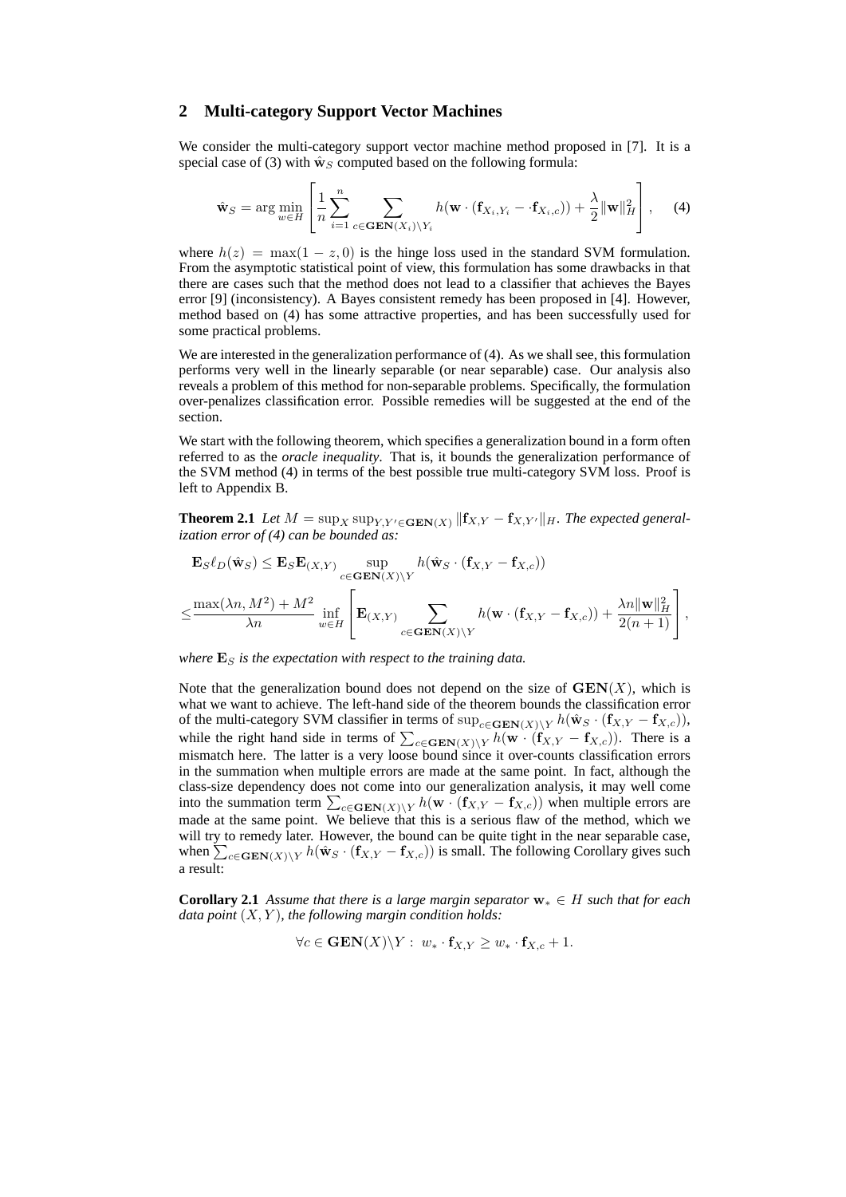## 2 Multi-category Support Vector Machines

We consider the multi-category support vector machine method proposed in [7]. It is a special case of (3) with $\hat{\mathbf{w}}_S$ computed based on the following formula:

$$\hat{\mathbf{w}}_S = \arg\min_{w \in H} \left[ \frac{1}{n} \sum_{i=1}^{n} \sum_{c \in \mathbf{GEN}(X_i) \setminus Y_i} h(\mathbf{w} \cdot (\mathbf{f}_{X_i,Y_i} - \cdot \mathbf{f}_{X_i,c})) + \frac{\lambda}{2} \|\mathbf{w}\|_H^2 \right], \quad (4)$$

where $h(z) = \max(1 - z, 0)$ is the hinge loss used in the standard SVM formulation. From the asymptotic statistical point of view, this formulation has some drawbacks in that there are cases such that the method does not lead to a classifier that achieves the Bayes error [9] (inconsistency). A Bayes consistent remedy has been proposed in [4]. However, method based on (4) has some attractive properties, and has been successfully used for some practical problems.

We are interested in the generalization performance of (4). As we shall see, this formulation performs very well in the linearly separable (or near separable) case. Our analysis also reveals a problem of this method for non-separable problems. Specifically, the formulation over-penalizes classification error. Possible remedies will be suggested at the end of the section.

We start with the following theorem, which specifies a generalization bound in a form often referred to as the *oracle inequality*. That is, it bounds the generalization performance of the SVM method (4) in terms of the best possible true multi-category SVM loss. Proof is left to Appendix B.

**Theorem 2.1** *Let $M = \sup_X \sup_{Y,Y' \in \mathbf{GEN}(X)} \|\mathbf{f}_{X,Y} - \mathbf{f}_{X,Y'}\|_H$. The expected generalization error of (4) can be bounded as:*

$$\mathbf{E}_S \ell_D(\hat{\mathbf{w}}_S) \leq \mathbf{E}_S \mathbf{E}_{(X,Y)} \sup_{c \in \mathbf{GEN}(X) \setminus Y} h(\hat{\mathbf{w}}_S \cdot (\mathbf{f}_{X,Y} - \mathbf{f}_{X,c}))$$

$$\leq \frac{\max(\lambda n, M^2) + M^2}{\lambda n} \inf_{w \in H} \left[ \mathbf{E}_{(X,Y)} \sum_{c \in \mathbf{GEN}(X) \setminus Y} h(\mathbf{w} \cdot (\mathbf{f}_{X,Y} - \mathbf{f}_{X,c})) + \frac{\lambda n \|\mathbf{w}\|_H^2}{2(n+1)} \right],$$

*where $\mathbf{E}_S$ is the expectation with respect to the training data.*

Note that the generalization bound does not depend on the size of $\mathbf{GEN}(X)$, which is what we want to achieve. The left-hand side of the theorem bounds the classification error of the multi-category SVM classifier in terms of $\sup_{c \in \mathbf{GEN}(X) \setminus Y} h(\hat{\mathbf{w}}_S \cdot (\mathbf{f}_{X,Y} - \mathbf{f}_{X,c}))$, while the right hand side in terms of $\sum_{c \in \mathbf{GEN}(X) \setminus Y} h(\mathbf{w} \cdot (\mathbf{f}_{X,Y} - \mathbf{f}_{X,c}))$. There is a mismatch here. The latter is a very loose bound since it over-counts classification errors in the summation when multiple errors are made at the same point. In fact, although the class-size dependency does not come into our generalization analysis, it may well come into the summation term $\sum_{c \in \mathbf{GEN}(X) \setminus Y} h(\mathbf{w} \cdot (\mathbf{f}_{X,Y} - \mathbf{f}_{X,c}))$ when multiple errors are made at the same point. We believe that this is a serious flaw of the method, which we will try to remedy later. However, the bound can be quite tight in the near separable case, when $\sum_{c \in \mathbf{GEN}(X) \setminus Y} h(\hat{\mathbf{w}}_S \cdot (\mathbf{f}_{X,Y} - \mathbf{f}_{X,c}))$ is small. The following Corollary gives such a result:

**Corollary 2.1** *Assume that there is a large margin separator $\mathbf{w}_* \in H$ such that for each data point $(X, Y)$, the following margin condition holds:*

$$\forall c \in \mathbf{GEN}(X) \setminus Y : \; w_* \cdot \mathbf{f}_{X,Y} \geq w_* \cdot \mathbf{f}_{X,c} + 1.$$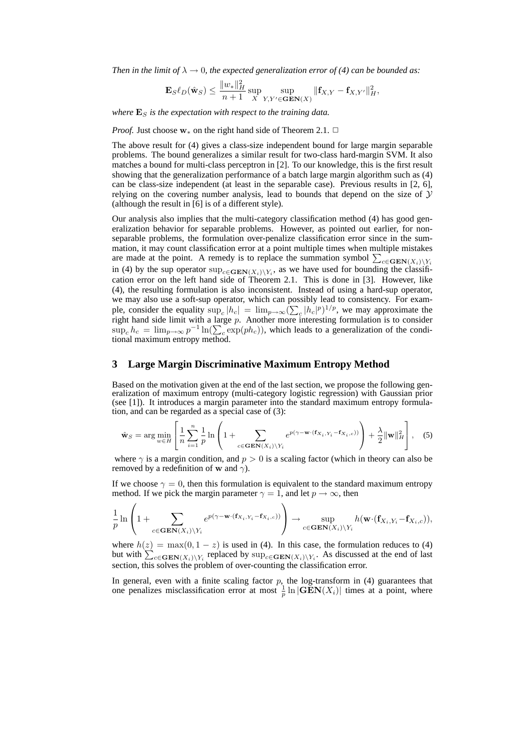*Then in the limit of $\lambda \to 0$, the expected generalization error of (4) can be bounded as:*

$$\mathbf{E}_S \ell_D(\hat{\mathbf{w}}_S) \leq \frac{\|w_*\|_H^2}{n+1} \sup_X \sup_{Y,Y' \in \mathbf{GEN}(X)} \|\mathbf{f}_{X,Y} - \mathbf{f}_{X,Y'}\|_H^2,$$

*where $\mathbf{E}_S$ is the expectation with respect to the training data.*

*Proof.* Just choose $\mathbf{w}_*$ on the right hand side of Theorem 2.1. □

The above result for (4) gives a class-size independent bound for large margin separable problems. The bound generalizes a similar result for two-class hard-margin SVM. It also matches a bound for multi-class perceptron in [2]. To our knowledge, this is the first result showing that the generalization performance of a batch large margin algorithm such as (4) can be class-size independent (at least in the separable case). Previous results in [2, 6], relying on the covering number analysis, lead to bounds that depend on the size of $\mathcal{Y}$ (although the result in [6] is of a different style).

Our analysis also implies that the multi-category classification method (4) has good generalization behavior for separable problems. However, as pointed out earlier, for non-separable problems, the formulation over-penalize classification error since in the summation, it may count classification error at a point multiple times when multiple mistakes are made at the point. A remedy is to replace the summation symbol $\sum_{c \in \mathbf{GEN}(X_i) \setminus Y_i}$ in (4) by the sup operator $\sup_{c \in \mathbf{GEN}(X_i) \setminus Y_i}$, as we have used for bounding the classification error on the left hand side of Theorem 2.1. This is done in [3]. However, like (4), the resulting formulation is also inconsistent. Instead of using a hard-sup operator, we may also use a soft-sup operator, which can possibly lead to consistency. For example, consider the equality $\sup_c |h_c| = \lim_{p \to \infty} (\sum_c |h_c|^p)^{1/p}$, we may approximate the right hand side limit with a large $p$. Another more interesting formulation is to consider $\sup_c h_c = \lim_{p \to \infty} p^{-1} \ln(\sum_c \exp(p h_c))$, which leads to a generalization of the conditional maximum entropy method.

## 3 Large Margin Discriminative Maximum Entropy Method

Based on the motivation given at the end of the last section, we propose the following generalization of maximum entropy (multi-category logistic regression) with Gaussian prior (see [1]). It introduces a margin parameter into the standard maximum entropy formulation, and can be regarded as a special case of (3):

$$\hat{\mathbf{w}}_S = \arg\min_{w \in H} \left[ \frac{1}{n} \sum_{i=1}^{n} \frac{1}{p} \ln \left( 1 + \sum_{c \in \mathbf{GEN}(X_i) \setminus Y_i} e^{p(\gamma - \mathbf{w} \cdot (\mathbf{f}_{X_i, Y_i} - \mathbf{f}_{X_i, c}))} \right) + \frac{\lambda}{2} \|\mathbf{w}\|_H^2 \right], \quad (5)$$

where $\gamma$ is a margin condition, and $p > 0$ is a scaling factor (which in theory can also be removed by a redefinition of $\mathbf{w}$ and $\gamma$).

If we choose $\gamma = 0$, then this formulation is equivalent to the standard maximum entropy method. If we pick the margin parameter $\gamma = 1$, and let $p \to \infty$, then

$$\frac{1}{p} \ln \left( 1 + \sum_{c \in \mathbf{GEN}(X_i) \setminus Y_i} e^{p(\gamma - \mathbf{w} \cdot (\mathbf{f}_{X_i, Y_i} - \mathbf{f}_{X_i, c}))} \right) \to \sup_{c \in \mathbf{GEN}(X_i) \setminus Y_i} h(\mathbf{w} \cdot (\mathbf{f}_{X_i, Y_i} - \mathbf{f}_{X_i, c})),$$

where $h(z) = \max(0, 1 - z)$ is used in (4). In this case, the formulation reduces to (4) but with $\sum_{c \in \mathbf{GEN}(X_i) \setminus Y_i}$ replaced by $\sup_{c \in \mathbf{GEN}(X_i) \setminus Y_i}$. As discussed at the end of last section, this solves the problem of over-counting the classification error.

In general, even with a finite scaling factor $p$, the log-transform in (4) guarantees that one penalizes misclassification error at most $\frac{1}{p} \ln |\mathbf{GEN}(X_i)|$ times at a point, where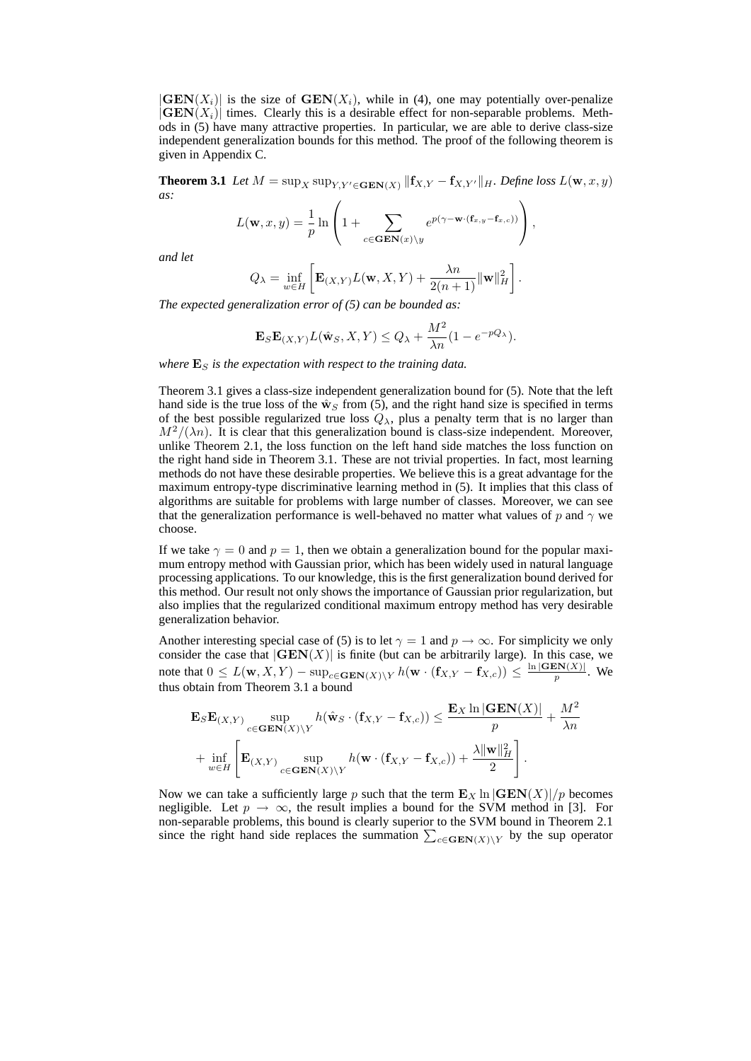$|\mathbf{GEN}(X_i)|$ is the size of $\mathbf{GEN}(X_i)$, while in (4), one may potentially over-penalize $|\mathbf{GEN}(X_i)|$ times. Clearly this is a desirable effect for non-separable problems. Methods in (5) have many attractive properties. In particular, we are able to derive class-size independent generalization bounds for this method. The proof of the following theorem is given in Appendix C.

**Theorem 3.1** *Let $M = \sup_X \sup_{Y,Y' \in \mathbf{GEN}(X)} \|\mathbf{f}_{X,Y} - \mathbf{f}_{X,Y'}\|_H$. Define loss $L(\mathbf{w}, x, y)$ as:*

$$L(\mathbf{w}, x, y) = \frac{1}{p} \ln \left( 1 + \sum_{c \in \mathbf{GEN}(x) \setminus y} e^{p(\gamma - \mathbf{w} \cdot (\mathbf{f}_{x,y} - \mathbf{f}_{x,c}))} \right),$$

*and let*

$$Q_\lambda = \inf_{w \in H} \left[ \mathbf{E}_{(X,Y)} L(\mathbf{w}, X, Y) + \frac{\lambda n}{2(n+1)} \|\mathbf{w}\|_H^2 \right].$$

*The expected generalization error of (5) can be bounded as:*

$$\mathbf{E}_S \mathbf{E}_{(X,Y)} L(\hat{\mathbf{w}}_S, X, Y) \leq Q_\lambda + \frac{M^2}{\lambda n}(1 - e^{-pQ_\lambda}).$$

*where $\mathbf{E}_S$ is the expectation with respect to the training data.*

Theorem 3.1 gives a class-size independent generalization bound for (5). Note that the left hand side is the true loss of the $\hat{\mathbf{w}}_S$ from (5), and the right hand size is specified in terms of the best possible regularized true loss $Q_\lambda$, plus a penalty term that is no larger than $M^2/(\lambda n)$. It is clear that this generalization bound is class-size independent. Moreover, unlike Theorem 2.1, the loss function on the left hand side matches the loss function on the right hand side in Theorem 3.1. These are not trivial properties. In fact, most learning methods do not have these desirable properties. We believe this is a great advantage for the maximum entropy-type discriminative learning method in (5). It implies that this class of algorithms are suitable for problems with large number of classes. Moreover, we can see that the generalization performance is well-behaved no matter what values of $p$ and $\gamma$ we choose.

If we take $\gamma = 0$ and $p = 1$, then we obtain a generalization bound for the popular maximum entropy method with Gaussian prior, which has been widely used in natural language processing applications. To our knowledge, this is the first generalization bound derived for this method. Our result not only shows the importance of Gaussian prior regularization, but also implies that the regularized conditional maximum entropy method has very desirable generalization behavior.

Another interesting special case of (5) is to let $\gamma = 1$ and $p \to \infty$. For simplicity we only consider the case that $|\mathbf{GEN}(X)|$ is finite (but can be arbitrarily large). In this case, we note that $0 \leq L(\mathbf{w}, X, Y) - \sup_{c \in \mathbf{GEN}(X) \setminus Y} h(\mathbf{w} \cdot (\mathbf{f}_{X,Y} - \mathbf{f}_{X,c})) \leq \frac{\ln |\mathbf{GEN}(X)|}{p}$. We thus obtain from Theorem 3.1 a bound

$$\mathbf{E}_S \mathbf{E}_{(X,Y)} \sup_{c \in \mathbf{GEN}(X) \setminus Y} h(\hat{\mathbf{w}}_S \cdot (\mathbf{f}_{X,Y} - \mathbf{f}_{X,c})) \leq \frac{\mathbf{E}_X \ln |\mathbf{GEN}(X)|}{p} + \frac{M^2}{\lambda n}$$
$$+ \inf_{w \in H} \left[ \mathbf{E}_{(X,Y)} \sup_{c \in \mathbf{GEN}(X) \setminus Y} h(\mathbf{w} \cdot (\mathbf{f}_{X,Y} - \mathbf{f}_{X,c})) + \frac{\lambda \|\mathbf{w}\|_H^2}{2} \right].$$

Now we can take a sufficiently large $p$ such that the term $\mathbf{E}_X \ln |\mathbf{GEN}(X)|/p$ becomes negligible. Let $p \to \infty$, the result implies a bound for the SVM method in [3]. For non-separable problems, this bound is clearly superior to the SVM bound in Theorem 2.1 since the right hand side replaces the summation $\sum_{c \in \mathbf{GEN}(X) \setminus Y}$ by the sup operator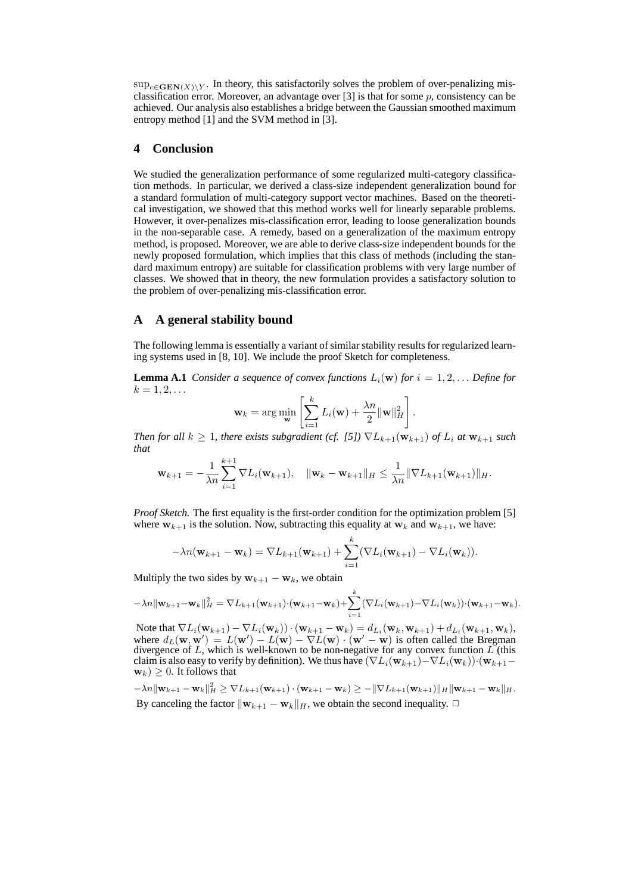$\sup_{c \in \mathbf{GEN}(X) \setminus Y}$. In theory, this satisfactorily solves the problem of over-penalizing mis-classification error. Moreover, an advantage over [3] is that for some $p$, consistency can be achieved. Our analysis also establishes a bridge between the Gaussian smoothed maximum entropy method [1] and the SVM method in [3].

## 4 Conclusion

We studied the generalization performance of some regularized multi-category classification methods. In particular, we derived a class-size independent generalization bound for a standard formulation of multi-category support vector machines. Based on the theoretical investigation, we showed that this method works well for linearly separable problems. However, it over-penalizes mis-classification error, leading to loose generalization bounds in the non-separable case. A remedy, based on a generalization of the maximum entropy method, is proposed. Moreover, we are able to derive class-size independent bounds for the newly proposed formulation, which implies that this class of methods (including the standard maximum entropy) are suitable for classification problems with very large number of classes. We showed that in theory, the new formulation provides a satisfactory solution to the problem of over-penalizing mis-classification error.

## A A general stability bound

The following lemma is essentially a variant of similar stability results for regularized learning systems used in [8, 10]. We include the proof Sketch for completeness.

**Lemma A.1** *Consider a sequence of convex functions $L_i(\mathbf{w})$ for $i = 1, 2, \ldots$ Define for $k = 1, 2, \ldots$*

$$\mathbf{w}_k = \arg\min_{\mathbf{w}} \left[ \sum_{i=1}^{k} L_i(\mathbf{w}) + \frac{\lambda n}{2} \|\mathbf{w}\|_H^2 \right].$$

*Then for all $k \geq 1$, there exists subgradient (cf. [5]) $\nabla L_{k+1}(\mathbf{w}_{k+1})$ of $L_i$ at $\mathbf{w}_{k+1}$ such that*

$$\mathbf{w}_{k+1} = -\frac{1}{\lambda n} \sum_{i=1}^{k+1} \nabla L_i(\mathbf{w}_{k+1}), \quad \|\mathbf{w}_k - \mathbf{w}_{k+1}\|_H \leq \frac{1}{\lambda n} \|\nabla L_{k+1}(\mathbf{w}_{k+1})\|_H.$$

*Proof Sketch.* The first equality is the first-order condition for the optimization problem [5] where $\mathbf{w}_{k+1}$ is the solution. Now, subtracting this equality at $\mathbf{w}_k$ and $\mathbf{w}_{k+1}$, we have:

$$-\lambda n(\mathbf{w}_{k+1} - \mathbf{w}_k) = \nabla L_{k+1}(\mathbf{w}_{k+1}) + \sum_{i=1}^{k} (\nabla L_i(\mathbf{w}_{k+1}) - \nabla L_i(\mathbf{w}_k)).$$

Multiply the two sides by $\mathbf{w}_{k+1} - \mathbf{w}_k$, we obtain

$$-\lambda n \|\mathbf{w}_{k+1} - \mathbf{w}_k\|_H^2 = \nabla L_{k+1}(\mathbf{w}_{k+1}) \cdot (\mathbf{w}_{k+1} - \mathbf{w}_k) + \sum_{i=1}^{k} (\nabla L_i(\mathbf{w}_{k+1}) - \nabla L_i(\mathbf{w}_k)) \cdot (\mathbf{w}_{k+1} - \mathbf{w}_k).$$

Note that $\nabla L_i(\mathbf{w}_{k+1}) - \nabla L_i(\mathbf{w}_k)) \cdot (\mathbf{w}_{k+1} - \mathbf{w}_k) = d_{L_i}(\mathbf{w}_k, \mathbf{w}_{k+1}) + d_{L_i}(\mathbf{w}_{k+1}, \mathbf{w}_k)$, where $d_L(\mathbf{w}, \mathbf{w}') = L(\mathbf{w}') - L(\mathbf{w}) - \nabla L(\mathbf{w}) \cdot (\mathbf{w}' - \mathbf{w})$ is often called the Bregman divergence of $L$, which is well-known to be non-negative for any convex function $L$ (this claim is also easy to verify by definition). We thus have $(\nabla L_i(\mathbf{w}_{k+1}) - \nabla L_i(\mathbf{w}_k)) \cdot (\mathbf{w}_{k+1} - \mathbf{w}_k) \geq 0$. It follows that

$$-\lambda n \|\mathbf{w}_{k+1} - \mathbf{w}_k\|_H^2 \geq \nabla L_{k+1}(\mathbf{w}_{k+1}) \cdot (\mathbf{w}_{k+1} - \mathbf{w}_k) \geq -\|\nabla L_{k+1}(\mathbf{w}_{k+1})\|_H \|\mathbf{w}_{k+1} - \mathbf{w}_k\|_H.$$

By canceling the factor $\|\mathbf{w}_{k+1} - \mathbf{w}_k\|_H$, we obtain the second inequality. □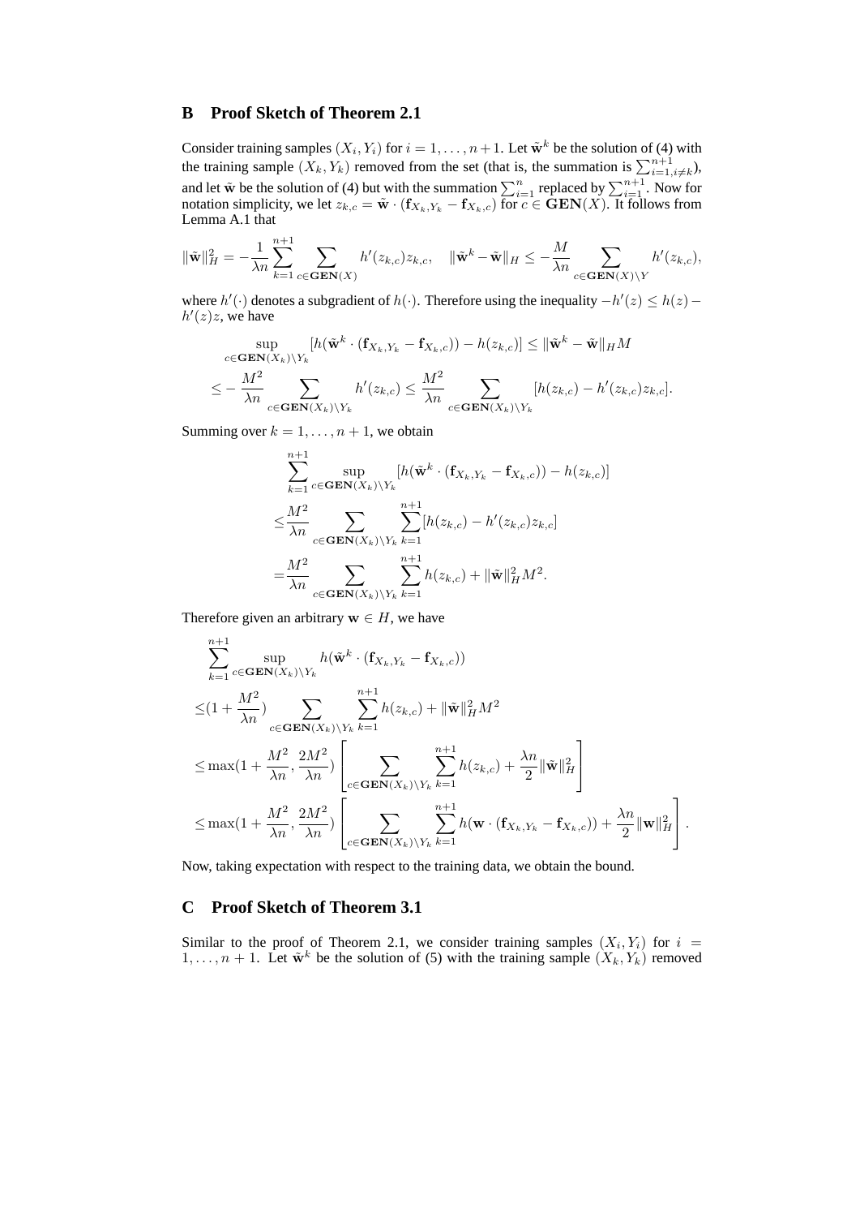## B Proof Sketch of Theorem 2.1

Consider training samples $(X_i, Y_i)$ for $i = 1, \ldots, n+1$. Let $\tilde{\mathbf{w}}^k$ be the solution of (4) with the training sample $(X_k, Y_k)$ removed from the set (that is, the summation is $\sum_{i=1, i \neq k}^{n+1}$), and let $\tilde{\mathbf{w}}$ be the solution of (4) but with the summation $\sum_{i=1}^{n}$ replaced by $\sum_{i=1}^{n+1}$. Now for notation simplicity, we let $z_{k,c} = \tilde{\mathbf{w}} \cdot (\mathbf{f}_{X_k, Y_k} - \mathbf{f}_{X_k, c})$ for $c \in \mathbf{GEN}(X)$. It follows from Lemma A.1 that

$$\|\tilde{\mathbf{w}}\|_H^2 = -\frac{1}{\lambda n} \sum_{k=1}^{n+1} \sum_{c \in \mathbf{GEN}(X)} h'(z_{k,c}) z_{k,c}, \quad \|\tilde{\mathbf{w}}^k - \tilde{\mathbf{w}}\|_H \leq -\frac{M}{\lambda n} \sum_{c \in \mathbf{GEN}(X) \setminus Y} h'(z_{k,c}),$$

where $h'(\cdot)$ denotes a subgradient of $h(\cdot)$. Therefore using the inequality $-h'(z) \leq h(z) - h'(z)z$, we have

$$\begin{aligned}
&\sup_{c \in \mathbf{GEN}(X_k) \setminus Y_k} [h(\tilde{\mathbf{w}}^k \cdot (\mathbf{f}_{X_k, Y_k} - \mathbf{f}_{X_k, c})) - h(z_{k,c})] \leq \|\tilde{\mathbf{w}}^k - \tilde{\mathbf{w}}\|_H M \\
\leq & -\frac{M^2}{\lambda n} \sum_{c \in \mathbf{GEN}(X_k) \setminus Y_k} h'(z_{k,c}) \leq \frac{M^2}{\lambda n} \sum_{c \in \mathbf{GEN}(X_k) \setminus Y_k} [h(z_{k,c}) - h'(z_{k,c}) z_{k,c}].
\end{aligned}$$

Summing over $k = 1, \ldots, n+1$, we obtain

$$\begin{aligned}
&\sum_{k=1}^{n+1} \sup_{c \in \mathbf{GEN}(X_k) \setminus Y_k} [h(\tilde{\mathbf{w}}^k \cdot (\mathbf{f}_{X_k, Y_k} - \mathbf{f}_{X_k, c})) - h(z_{k,c})] \\
\leq & \frac{M^2}{\lambda n} \sum_{c \in \mathbf{GEN}(X_k) \setminus Y_k} \sum_{k=1}^{n+1} [h(z_{k,c}) - h'(z_{k,c}) z_{k,c}] \\
= & \frac{M^2}{\lambda n} \sum_{c \in \mathbf{GEN}(X_k) \setminus Y_k} \sum_{k=1}^{n+1} h(z_{k,c}) + \|\tilde{\mathbf{w}}\|_H^2 M^2.
\end{aligned}$$

Therefore given an arbitrary $\mathbf{w} \in H$, we have

$$\begin{aligned}
&\sum_{k=1}^{n+1} \sup_{c \in \mathbf{GEN}(X_k) \setminus Y_k} h(\tilde{\mathbf{w}}^k \cdot (\mathbf{f}_{X_k, Y_k} - \mathbf{f}_{X_k, c})) \\
\leq & (1 + \frac{M^2}{\lambda n}) \sum_{c \in \mathbf{GEN}(X_k) \setminus Y_k} \sum_{k=1}^{n+1} h(z_{k,c}) + \|\tilde{\mathbf{w}}\|_H^2 M^2 \\
\leq & \max(1 + \frac{M^2}{\lambda n}, \frac{2M^2}{\lambda n}) \left[ \sum_{c \in \mathbf{GEN}(X_k) \setminus Y_k} \sum_{k=1}^{n+1} h(z_{k,c}) + \frac{\lambda n}{2} \|\tilde{\mathbf{w}}\|_H^2 \right] \\
\leq & \max(1 + \frac{M^2}{\lambda n}, \frac{2M^2}{\lambda n}) \left[ \sum_{c \in \mathbf{GEN}(X_k) \setminus Y_k} \sum_{k=1}^{n+1} h(\mathbf{w} \cdot (\mathbf{f}_{X_k, Y_k} - \mathbf{f}_{X_k, c})) + \frac{\lambda n}{2} \|\mathbf{w}\|_H^2 \right].
\end{aligned}$$

Now, taking expectation with respect to the training data, we obtain the bound.

## C Proof Sketch of Theorem 3.1

Similar to the proof of Theorem 2.1, we consider training samples $(X_i, Y_i)$ for $i = 1, \ldots, n+1$. Let $\tilde{\mathbf{w}}^k$ be the solution of (5) with the training sample $(X_k, Y_k)$ removed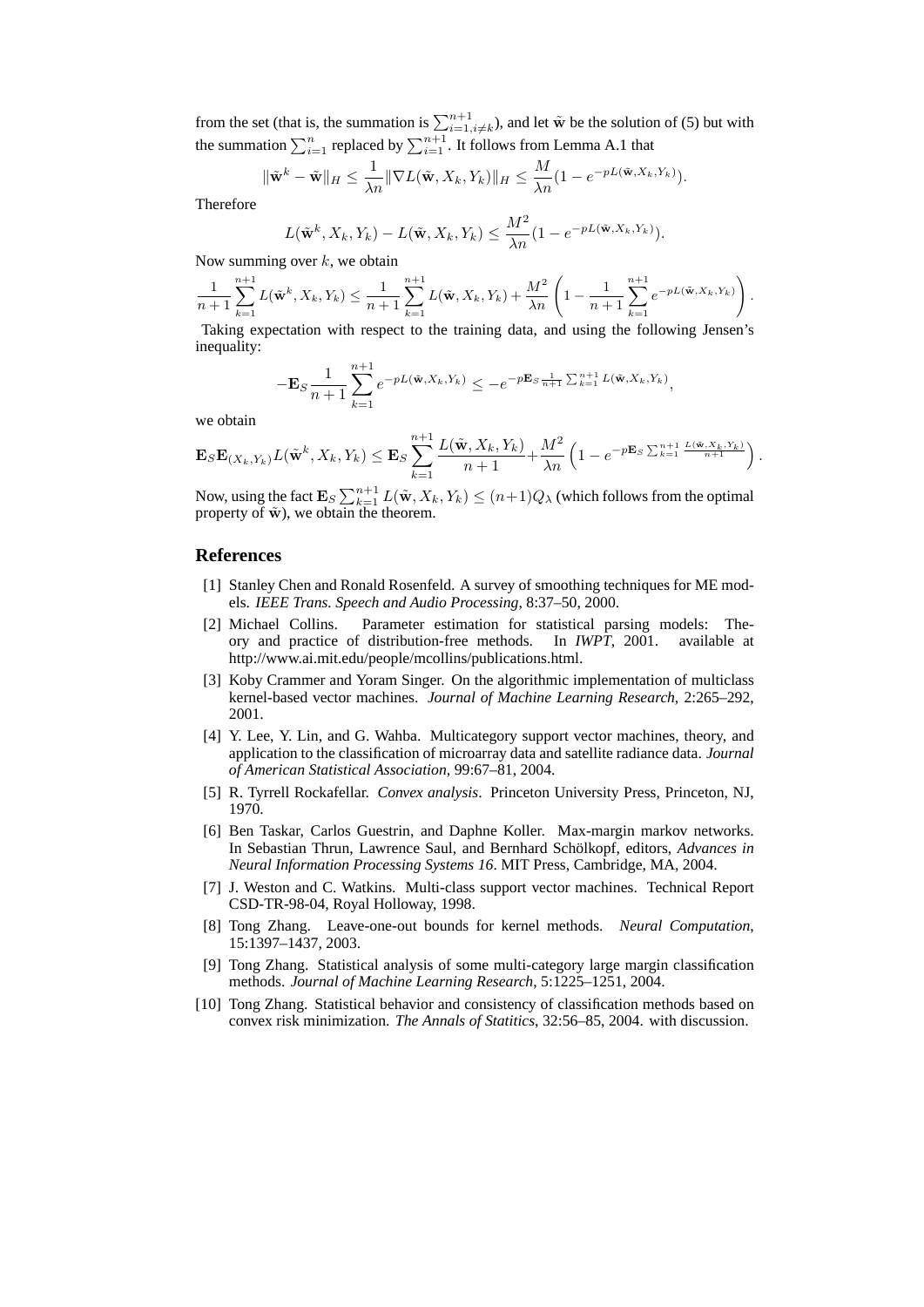from the set (that is, the summation is $\sum_{i=1,i\neq k}^{n+1}$), and let $\tilde{\mathbf{w}}$ be the solution of (5) but with the summation $\sum_{i=1}^{n}$ replaced by $\sum_{i=1}^{n+1}$. It follows from Lemma A.1 that

$$\|\tilde{\mathbf{w}}^k - \tilde{\mathbf{w}}\|_H \leq \frac{1}{\lambda n}\|\nabla L(\tilde{\mathbf{w}}, X_k, Y_k)\|_H \leq \frac{M}{\lambda n}(1 - e^{-pL(\tilde{\mathbf{w}}, X_k, Y_k)}).$$

Therefore

$$L(\tilde{\mathbf{w}}^k, X_k, Y_k) - L(\tilde{\mathbf{w}}, X_k, Y_k) \leq \frac{M^2}{\lambda n}(1 - e^{-pL(\tilde{\mathbf{w}}, X_k, Y_k)}).$$

Now summing over $k$, we obtain

$$\frac{1}{n+1}\sum_{k=1}^{n+1} L(\tilde{\mathbf{w}}^k, X_k, Y_k) \leq \frac{1}{n+1}\sum_{k=1}^{n+1} L(\tilde{\mathbf{w}}, X_k, Y_k) + \frac{M^2}{\lambda n}\left(1 - \frac{1}{n+1}\sum_{k=1}^{n+1} e^{-pL(\tilde{\mathbf{w}}, X_k, Y_k)}\right).$$

Taking expectation with respect to the training data, and using the following Jensen's inequality:

$$-\mathbf{E}_S \frac{1}{n+1}\sum_{k=1}^{n+1} e^{-pL(\tilde{\mathbf{w}}, X_k, Y_k)} \leq -e^{-p\mathbf{E}_S \frac{1}{n+1}\sum_{k=1}^{n+1} L(\tilde{\mathbf{w}}, X_k, Y_k)},$$

we obtain

$$\mathbf{E}_S \mathbf{E}_{(X_k, Y_k)} L(\tilde{\mathbf{w}}^k, X_k, Y_k) \leq \mathbf{E}_S \sum_{k=1}^{n+1} \frac{L(\tilde{\mathbf{w}}, X_k, Y_k)}{n+1} + \frac{M^2}{\lambda n}\left(1 - e^{-p\mathbf{E}_S \sum_{k=1}^{n+1} \frac{L(\tilde{\mathbf{w}}, X_k, Y_k)}{n+1}}\right).$$

Now, using the fact $\mathbf{E}_S \sum_{k=1}^{n+1} L(\tilde{\mathbf{w}}, X_k, Y_k) \leq (n+1)Q_\lambda$ (which follows from the optimal property of $\tilde{\mathbf{w}}$), we obtain the theorem.

## References

[1] Stanley Chen and Ronald Rosenfeld. A survey of smoothing techniques for ME models. *IEEE Trans. Speech and Audio Processing*, 8:37–50, 2000.

[2] Michael Collins. Parameter estimation for statistical parsing models: Theory and practice of distribution-free methods. In *IWPT*, 2001. available at http://www.ai.mit.edu/people/mcollins/publications.html.

[3] Koby Crammer and Yoram Singer. On the algorithmic implementation of multiclass kernel-based vector machines. *Journal of Machine Learning Research*, 2:265–292, 2001.

[4] Y. Lee, Y. Lin, and G. Wahba. Multicategory support vector machines, theory, and application to the classification of microarray data and satellite radiance data. *Journal of American Statistical Association*, 99:67–81, 2004.

[5] R. Tyrrell Rockafellar. *Convex analysis*. Princeton University Press, Princeton, NJ, 1970.

[6] Ben Taskar, Carlos Guestrin, and Daphne Koller. Max-margin markov networks. In Sebastian Thrun, Lawrence Saul, and Bernhard Schölkopf, editors, *Advances in Neural Information Processing Systems 16*. MIT Press, Cambridge, MA, 2004.

[7] J. Weston and C. Watkins. Multi-class support vector machines. Technical Report CSD-TR-98-04, Royal Holloway, 1998.

[8] Tong Zhang. Leave-one-out bounds for kernel methods. *Neural Computation*, 15:1397–1437, 2003.

[9] Tong Zhang. Statistical analysis of some multi-category large margin classification methods. *Journal of Machine Learning Research*, 5:1225–1251, 2004.

[10] Tong Zhang. Statistical behavior and consistency of classification methods based on convex risk minimization. *The Annals of Statitics*, 32:56–85, 2004. with discussion.